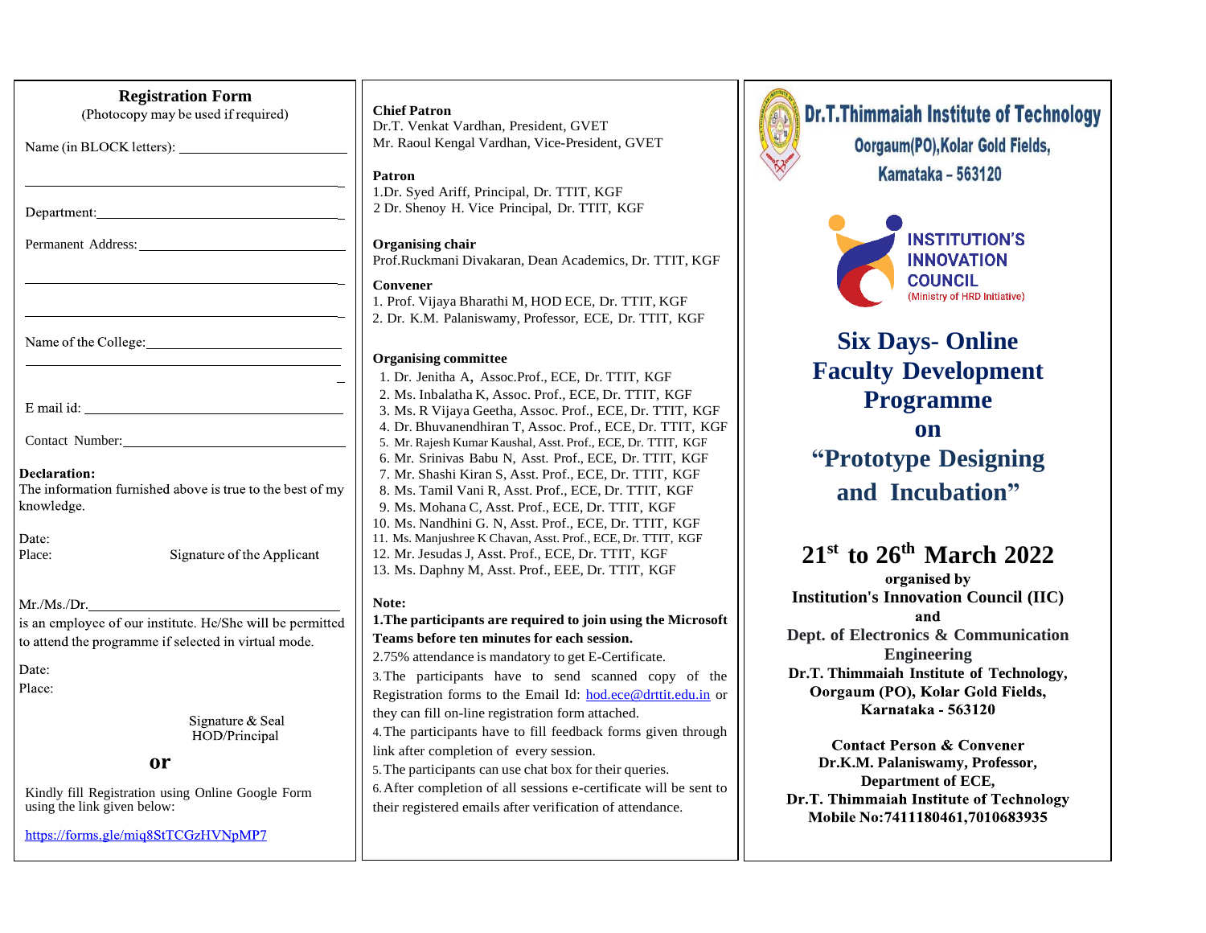## Registration Form

(Photocopy may be used if required)

Name (in BLOCK letters): ______________________

______________________________________________

Department: ___________________________________

Permanent Address: _____________________________

______________________________________________

______________________________________________

Name of the College: ____________________________

______________________________________________

E mail id: ____________________________________

Contact Number: _______________________________

**Declaration:**
The information furnished above is true to the best of my knowledge.

Date:
Place: Signature of the Applicant

Mr./Ms./Dr. __________________________________
is an employee of our institute. He/She will be permitted to attend the programme if selected in virtual mode.

Date:
Place:

Signature & Seal
HOD/Principal

**or**

Kindly fill Registration using Online Google Form using the link given below:

https://forms.gle/miq8StTCGzHVNpMP7

**Chief Patron**
Dr.T. Venkat Vardhan, President, GVET
Mr. Raoul Kengal Vardhan, Vice-President, GVET

**Patron**
1.Dr. Syed Ariff, Principal, Dr. TTIT, KGF
2 Dr. Shenoy H. Vice Principal, Dr. TTIT, KGF

**Organising chair**
Prof.Ruckmani Divakaran, Dean Academics, Dr. TTIT, KGF

**Convener**
1. Prof. Vijaya Bharathi M, HOD ECE, Dr. TTIT, KGF
2. Dr. K.M. Palaniswamy, Professor, ECE, Dr. TTIT, KGF

**Organising committee**
1. Dr. Jenitha A, Assoc.Prof., ECE, Dr. TTIT, KGF
2. Ms. Inbalatha K, Assoc. Prof., ECE, Dr. TTIT, KGF
3. Ms. R Vijaya Geetha, Assoc. Prof., ECE, Dr. TTIT, KGF
4. Dr. Bhuvanendhiran T, Assoc. Prof., ECE, Dr. TTIT, KGF
5. Mr. Rajesh Kumar Kaushal, Asst. Prof., ECE, Dr. TTIT, KGF
6. Mr. Srinivas Babu N, Asst. Prof., ECE, Dr. TTIT, KGF
7. Mr. Shashi Kiran S, Asst. Prof., ECE, Dr. TTIT, KGF
8. Ms. Tamil Vani R, Asst. Prof., ECE, Dr. TTIT, KGF
9. Ms. Mohana C, Asst. Prof., ECE, Dr. TTIT, KGF
10. Ms. Nandhini G. N, Asst. Prof., ECE, Dr. TTIT, KGF
11. Ms. Manjushree K Chavan, Asst. Prof., ECE, Dr. TTIT, KGF
12. Mr. Jesudas J, Asst. Prof., ECE, Dr. TTIT, KGF
13. Ms. Daphny M, Asst. Prof., EEE, Dr. TTIT, KGF

**Note:**
**1.The participants are required to join using the Microsoft Teams before ten minutes for each session.**
2.75% attendance is mandatory to get E-Certificate.
3.The participants have to send scanned copy of the Registration forms to the Email Id: hod.ece@drttit.edu.in or they can fill on-line registration form attached.
4.The participants have to fill feedback forms given through link after completion of every session.
5.The participants can use chat box for their queries.
6.After completion of all sessions e-certificate will be sent to their registered emails after verification of attendance.

# Dr.T.Thimmaiah Institute of Technology

Oorgaum(PO),Kolar Gold Fields,
Karnataka – 563120

INSTITUTION'S INNOVATION COUNCIL
(Ministry of HRD Initiative)

# Six Days- Online Faculty Development Programme on "Prototype Designing and Incubation"

## 21st to 26th March 2022

**organised by**
**Institution's Innovation Council (IIC)**
**and**
**Dept. of Electronics & Communication Engineering**
**Dr.T. Thimmaiah Institute of Technology, Oorgaum (PO), Kolar Gold Fields, Karnataka - 563120**

**Contact Person & Convener**
**Dr.K.M. Palaniswamy, Professor,**
**Department of ECE,**
**Dr.T. Thimmaiah Institute of Technology**
**Mobile No:7411180461,7010683935**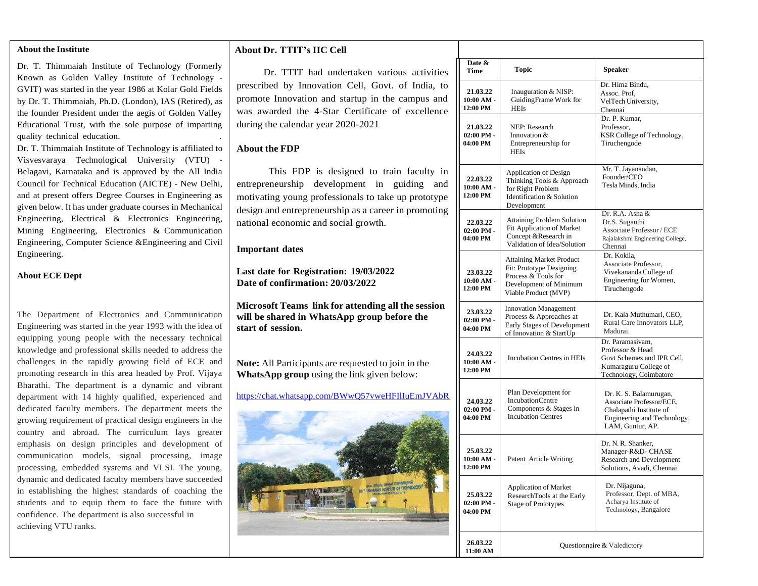**About the Institute**

Dr. T. Thimmaiah Institute of Technology (Formerly Known as Golden Valley Institute of Technology - GVIT) was started in the year 1986 at Kolar Gold Fields by Dr. T. Thimmaiah, Ph.D. (London), IAS (Retired), as the founder President under the aegis of Golden Valley Educational Trust, with the sole purpose of imparting quality technical education.

Dr. T. Thimmaiah Institute of Technology is affiliated to Visvesvaraya Technological University (VTU) - Belagavi, Karnataka and is approved by the All India Council for Technical Education (AICTE) - New Delhi, and at present offers Degree Courses in Engineering as given below. It has under graduate courses in Mechanical Engineering, Electrical & Electronics Engineering, Mining Engineering, Electronics & Communication Engineering, Computer Science &Engineering and Civil Engineering.

**About ECE Dept**

The Department of Electronics and Communication Engineering was started in the year 1993 with the idea of equipping young people with the necessary technical knowledge and professional skills needed to address the challenges in the rapidly growing field of ECE and promoting research in this area headed by Prof. Vijaya Bharathi. The department is a dynamic and vibrant department with 14 highly qualified, experienced and dedicated faculty members. The department meets the growing requirement of practical design engineers in the country and abroad. The curriculum lays greater emphasis on design principles and development of communication models, signal processing, image processing, embedded systems and VLSI. The young, dynamic and dedicated faculty members have succeeded in establishing the highest standards of coaching the students and to equip them to face the future with confidence. The department is also successful in achieving VTU ranks.

**About Dr. TTIT's IIC Cell**

Dr. TTIT had undertaken various activities prescribed by Innovation Cell, Govt. of India, to promote Innovation and startup in the campus and was awarded the 4-Star Certificate of excellence during the calendar year 2020-2021

**About the FDP**

This FDP is designed to train faculty in entrepreneurship development in guiding and motivating young professionals to take up prototype design and entrepreneurship as a career in promoting national economic and social growth.

**Important dates**

**Last date for Registration: 19/03/2022**
**Date of confirmation: 20/03/2022**

**Microsoft Teams link for attending all the session will be shared in WhatsApp group before the start of session.**

**Note:** All Participants are requested to join in the **WhatsApp group** using the link given below:

https://chat.whatsapp.com/BWwQ57vweHFIlIuEmJVAbR

| Date & Time | Topic | Speaker |
|---|---|---|
| 21.03.22 10:00 AM - 12:00 PM | Inauguration & NISP: GuidingFrame Work for HEIs | Dr. Hima Bindu, Assoc. Prof, VelTech University, Chennai |
| 21.03.22 02:00 PM - 04:00 PM | NEP: Research Innovation & Entrepreneurship for HEIs | Dr. P. Kumar, Professor, KSR College of Technology, Tiruchengode |
| 22.03.22 10:00 AM - 12:00 PM | Application of Design Thinking Tools & Approach for Right Problem Identification & Solution Development | Mr. T. Jayanandan, Founder/CEO Tesla Minds, India |
| 22.03.22 02:00 PM - 04:00 PM | Attaining Problem Solution Fit Application of Market Concept &Research in Validation of Idea/Solution | Dr. R.A. Asha & Dr.S. Suganthi Associate Professor / ECE Rajalakshmi Engineering College, Chennai |
| 23.03.22 10:00 AM - 12:00 PM | Attaining Market Product Fit: Prototype Designing Process & Tools for Development of Minimum Viable Product (MVP) | Dr. Kokila, Associate Professor, Vivekananda College of Engineering for Women, Tiruchengode |
| 23.03.22 02:00 PM - 04:00 PM | Innovation Management Process & Approaches at Early Stages of Development of Innovation & StartUp | Dr. Kala Muthumari, CEO, Rural Care Innovators LLP, Madurai. |
| 24.03.22 10:00 AM - 12:00 PM | Incubation Centres in HEIs | Dr. Paramasivam, Professor & Head Govt Schemes and IPR Cell, Kumaraguru College of Technology, Coimbatore |
| 24.03.22 02:00 PM - 04:00 PM | Plan Development for IncubationCentre Components & Stages in Incubation Centres | Dr. K. S. Balamurugan, Associate Professor/ECE, Chalapathi Institute of Engineering and Technology, LAM, Guntur, AP. |
| 25.03.22 10:00 AM - 12:00 PM | Patent Article Writing | Dr. N. R. Shanker, Manager-R&D- CHASE Research and Development Solutions, Avadi, Chennai |
| 25.03.22 02:00 PM - 04:00 PM | Application of Market ResearchTools at the Early Stage of Prototypes | Dr. Nijaguna, Professor, Dept. of MBA, Acharya Institute of Technology, Bangalore |
| 26.03.22 11:00 AM | Questionnaire & Valedictory | |